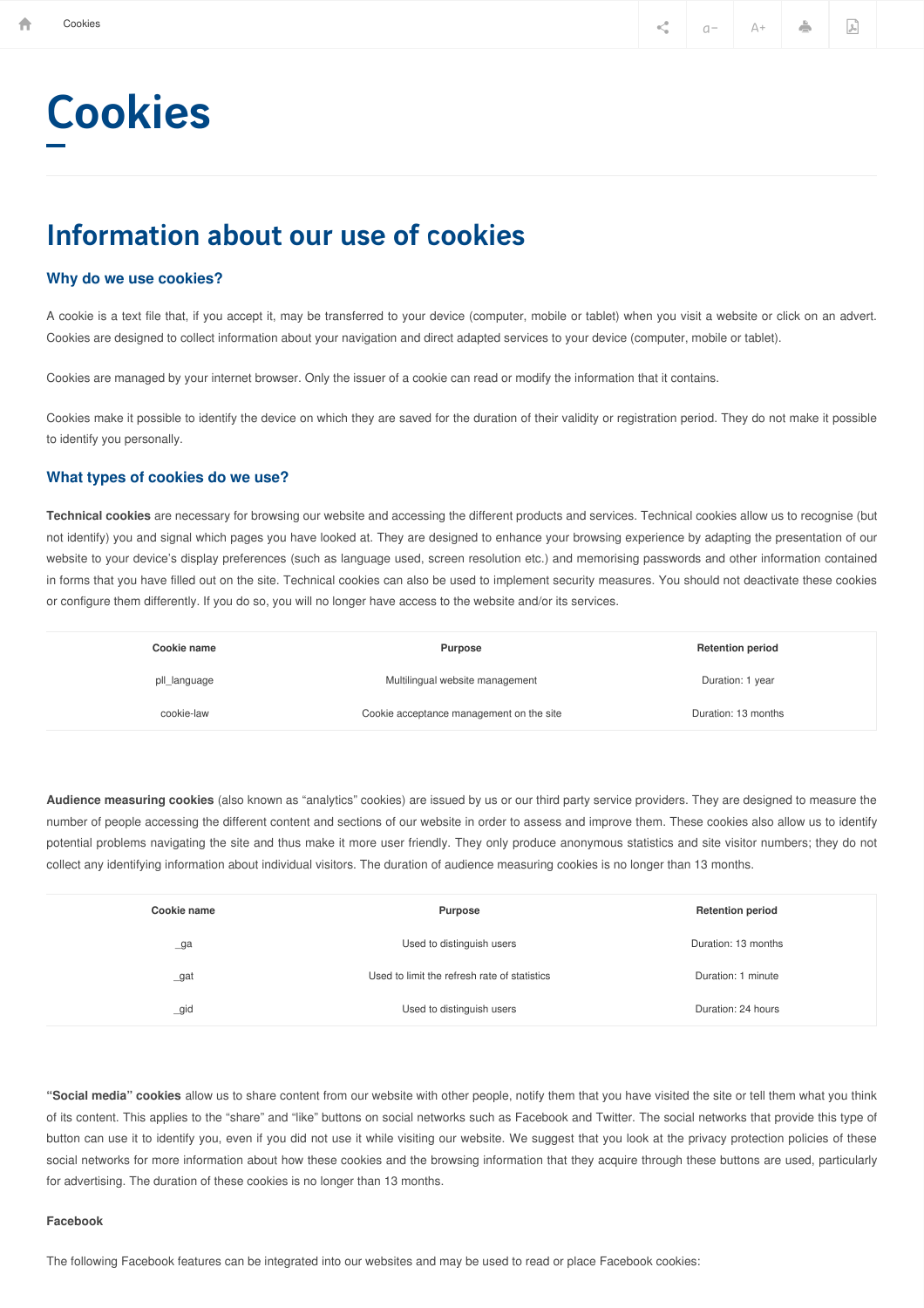# Cookies

## Information about our use of cookies

### Why do we use cookies?

A cookie is a text file that, if you accept it, may be transferred to your device (computer, mobile or tablet) when you visit a website or click on an advert. Cookies are designed to collect information about your navigation and direct adapted services to your device (computer, mobile or tablet).

Cookies are managed by your internet browser. Only the issuer of a cookie can read or modify the information that it contains.

Cookies make it possible to identify the device on which they are saved for the duration of their validity or registration period. They do not make it possible to identify you personally.

### What types of cookies do we use?

**Technical cookies** are necessary for browsing our website and accessing the different products and services. Technical cookies allow us to recognise (but not identify) you and signal which pages you have looked at. They are designed to enhance your browsing experience by adapting the presentation of our website to your device's display preferences (such as language used, screen resolution etc.) and memorising passwords and other information contained in forms that you have filled out on the site. Technical cookies can also be used to implement security measures. You should not deactivate these cookies or configure them differently. If you do so, you will no longer have access to the website and/or its services.

| Cookie name | Purpose | Retention period |
|---|---|---|
| pll_language | Multilingual website management | Duration: 1 year |
| cookie-law | Cookie acceptance management on the site | Duration: 13 months |

**Audience measuring cookies** (also known as "analytics" cookies) are issued by us or our third party service providers. They are designed to measure the number of people accessing the different content and sections of our website in order to assess and improve them. These cookies also allow us to identify potential problems navigating the site and thus make it more user friendly. They only produce anonymous statistics and site visitor numbers; they do not collect any identifying information about individual visitors. The duration of audience measuring cookies is no longer than 13 months.

| Cookie name | Purpose | Retention period |
|---|---|---|
| _ga | Used to distinguish users | Duration: 13 months |
| _gat | Used to limit the refresh rate of statistics | Duration: 1 minute |
| _gid | Used to distinguish users | Duration: 24 hours |

**"Social media" cookies** allow us to share content from our website with other people, notify them that you have visited the site or tell them what you think of its content. This applies to the "share" and "like" buttons on social networks such as Facebook and Twitter. The social networks that provide this type of button can use it to identify you, even if you did not use it while visiting our website. We suggest that you look at the privacy protection policies of these social networks for more information about how these cookies and the browsing information that they acquire through these buttons are used, particularly for advertising. The duration of these cookies is no longer than 13 months.

**Facebook**

The following Facebook features can be integrated into our websites and may be used to read or place Facebook cookies: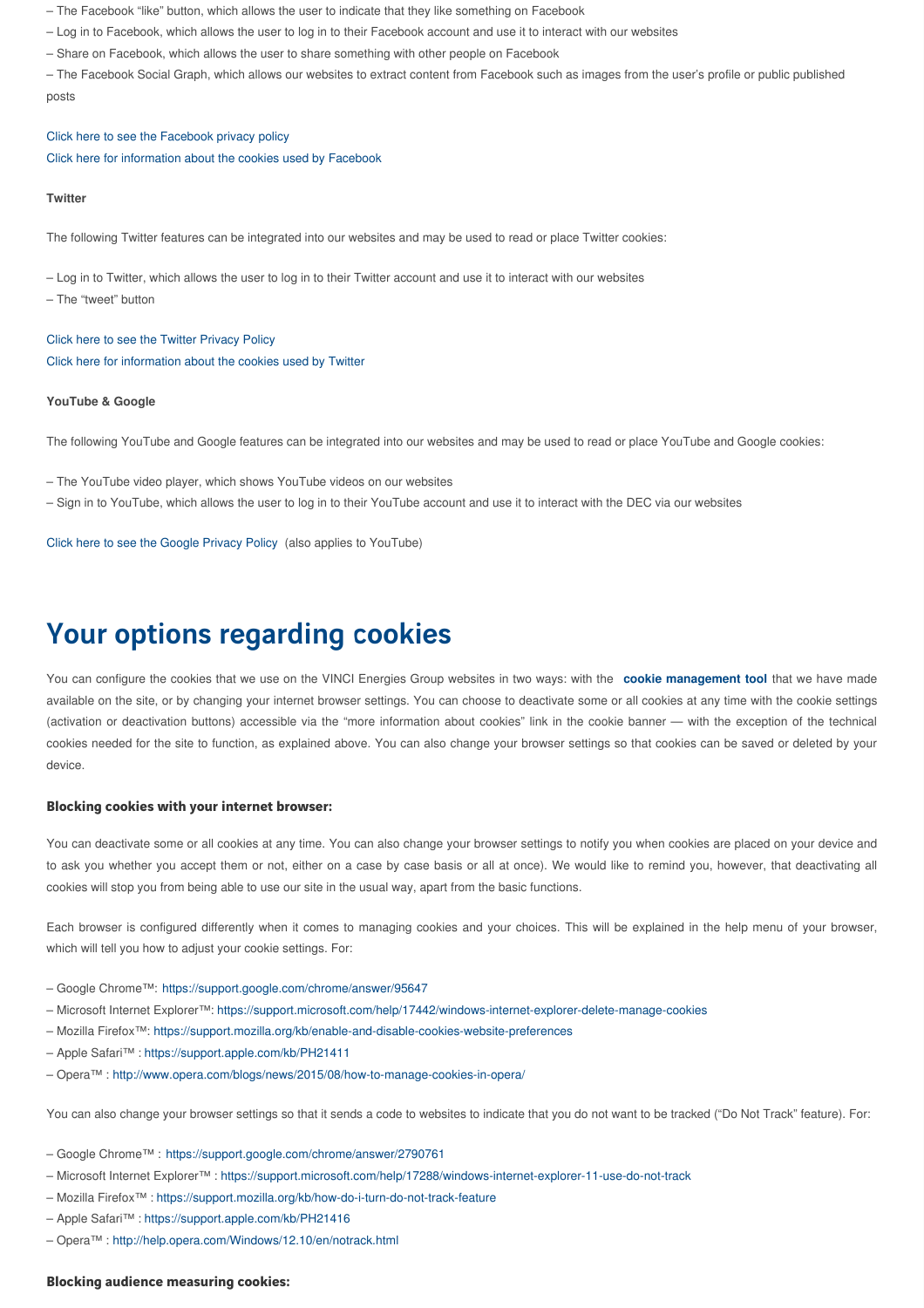– The Facebook “like” button, which allows the user to indicate that they like something on Facebook
– Log in to Facebook, which allows the user to log in to their Facebook account and use it to interact with our websites
– Share on Facebook, which allows the user to share something with other people on Facebook
– The Facebook Social Graph, which allows our websites to extract content from Facebook such as images from the user’s profile or public published posts

Click here to see the Facebook privacy policy
Click here for information about the cookies used by Facebook

**Twitter**

The following Twitter features can be integrated into our websites and may be used to read or place Twitter cookies:

– Log in to Twitter, which allows the user to log in to their Twitter account and use it to interact with our websites
– The “tweet” button

Click here to see the Twitter Privacy Policy
Click here for information about the cookies used by Twitter

**YouTube & Google**

The following YouTube and Google features can be integrated into our websites and may be used to read or place YouTube and Google cookies:

– The YouTube video player, which shows YouTube videos on our websites
– Sign in to YouTube, which allows the user to log in to their YouTube account and use it to interact with the DEC via our websites

Click here to see the Google Privacy Policy (also applies to YouTube)

# Your options regarding cookies

You can configure the cookies that we use on the VINCI Energies Group websites in two ways: with the **cookie management tool** that we have made available on the site, or by changing your internet browser settings. You can choose to deactivate some or all cookies at any time with the cookie settings (activation or deactivation buttons) accessible via the “more information about cookies” link in the cookie banner — with the exception of the technical cookies needed for the site to function, as explained above. You can also change your browser settings so that cookies can be saved or deleted by your device.

### Blocking cookies with your internet browser:

You can deactivate some or all cookies at any time. You can also change your browser settings to notify you when cookies are placed on your device and to ask you whether you accept them or not, either on a case by case basis or all at once). We would like to remind you, however, that deactivating all cookies will stop you from being able to use our site in the usual way, apart from the basic functions.

Each browser is configured differently when it comes to managing cookies and your choices. This will be explained in the help menu of your browser, which will tell you how to adjust your cookie settings. For:

– Google Chrome™: https://support.google.com/chrome/answer/95647
– Microsoft Internet Explorer™: https://support.microsoft.com/help/17442/windows-internet-explorer-delete-manage-cookies
– Mozilla Firefox™: https://support.mozilla.org/kb/enable-and-disable-cookies-website-preferences
– Apple Safari™ : https://support.apple.com/kb/PH21411
– Opera™ : http://www.opera.com/blogs/news/2015/08/how-to-manage-cookies-in-opera/

You can also change your browser settings so that it sends a code to websites to indicate that you do not want to be tracked (“Do Not Track” feature). For:

– Google Chrome™ : https://support.google.com/chrome/answer/2790761
– Microsoft Internet Explorer™ : https://support.microsoft.com/help/17288/windows-internet-explorer-11-use-do-not-track
– Mozilla Firefox™ : https://support.mozilla.org/kb/how-do-i-turn-do-not-track-feature
– Apple Safari™ : https://support.apple.com/kb/PH21416
– Opera™ : http://help.opera.com/Windows/12.10/en/notrack.html

### Blocking audience measuring cookies: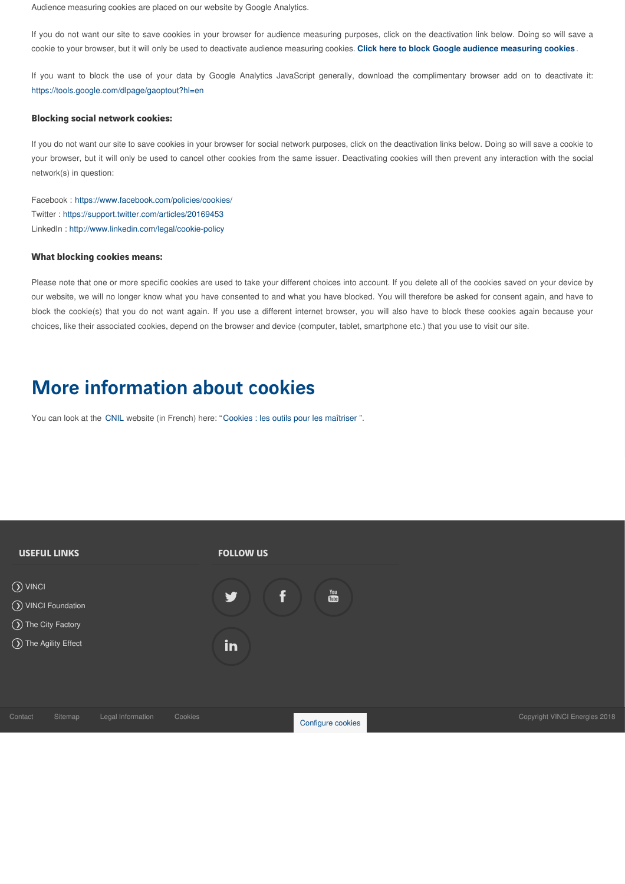Audience measuring cookies are placed on our website by Google Analytics.

If you do not want our site to save cookies in your browser for audience measuring purposes, click on the deactivation link below. Doing so will save a cookie to your browser, but it will only be used to deactivate audience measuring cookies. **Click here to block Google audience measuring cookies**.

If you want to block the use of your data by Google Analytics JavaScript generally, download the complimentary browser add on to deactivate it: https://tools.google.com/dlpage/gaoptout?hl=en

#### Blocking social network cookies:

If you do not want our site to save cookies in your browser for social network purposes, click on the deactivation links below. Doing so will save a cookie to your browser, but it will only be used to cancel other cookies from the same issuer. Deactivating cookies will then prevent any interaction with the social network(s) in question:

Facebook : https://www.facebook.com/policies/cookies/
Twitter : https://support.twitter.com/articles/20169453
LinkedIn : http://www.linkedin.com/legal/cookie-policy

#### What blocking cookies means:

Please note that one or more specific cookies are used to take your different choices into account. If you delete all of the cookies saved on your device by our website, we will no longer know what you have consented to and what you have blocked. You will therefore be asked for consent again, and have to block the cookie(s) that you do not want again. If you use a different internet browser, you will also have to block these cookies again because your choices, like their associated cookies, depend on the browser and device (computer, tablet, smartphone etc.) that you use to visit our site.

## More information about cookies

You can look at the CNIL website (in French) here: "Cookies : les outils pour les maîtriser ".

**USEFUL LINKS**

- VINCI
- VINCI Foundation
- The City Factory
- The Agility Effect

**FOLLOW US**

Contact Sitemap Legal Information Cookies Configure cookies Copyright VINCI Energies 2018